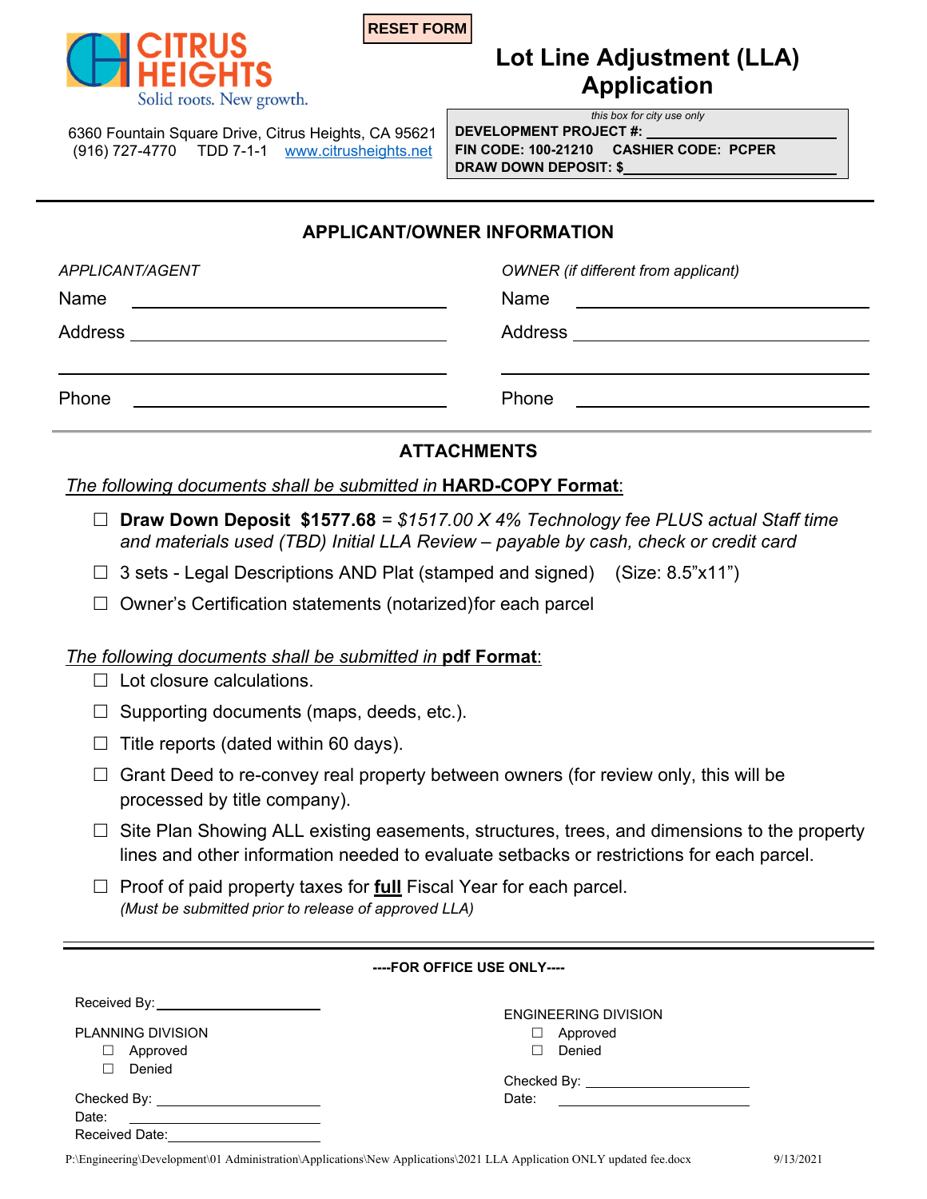RESET FORM

CITRUS HEIGHTS
Solid roots. New growth.

6360 Fountain Square Drive, Citrus Heights, CA 95621
(916) 727-4770 TDD 7-1-1 www.citrusheights.net

# Lot Line Adjustment (LLA) Application

*this box for city use only*
**DEVELOPMENT PROJECT #:** ______________________
**FIN CODE: 100-21210 CASHIER CODE: PCPER**
**DRAW DOWN DEPOSIT: $**______________________

## APPLICANT/OWNER INFORMATION

| *APPLICANT/AGENT* | *OWNER (if different from applicant)* |
|---|---|
| Name ______________________ | Name ______________________ |
| Address ______________________ | Address ______________________ |
| ______________________ | ______________________ |
| Phone ______________________ | Phone ______________________ |

## ATTACHMENTS

*The following documents shall be submitted in* **HARD-COPY Format**:

- ☐ **Draw Down Deposit $1577.68** = *$1517.00 X 4% Technology fee PLUS actual Staff time and materials used (TBD) Initial LLA Review – payable by cash, check or credit card*
- ☐ 3 sets - Legal Descriptions AND Plat (stamped and signed) (Size: 8.5"x11")
- ☐ Owner's Certification statements (notarized)for each parcel

*The following documents shall be submitted in* **pdf Format**:

- ☐ Lot closure calculations.
- ☐ Supporting documents (maps, deeds, etc.).
- ☐ Title reports (dated within 60 days).
- ☐ Grant Deed to re-convey real property between owners (for review only, this will be processed by title company).
- ☐ Site Plan Showing ALL existing easements, structures, trees, and dimensions to the property lines and other information needed to evaluate setbacks or restrictions for each parcel.
- ☐ Proof of paid property taxes for **full** Fiscal Year for each parcel.
  *(Must be submitted prior to release of approved LLA)*

---

**----FOR OFFICE USE ONLY----**

Received By: ______________________

PLANNING DIVISION
- ☐ Approved
- ☐ Denied

Checked By: ______________________
Date: ______________________
Received Date: ______________________

ENGINEERING DIVISION
- ☐ Approved
- ☐ Denied

Checked By: ______________________
Date: ______________________

P:\Engineering\Development\01 Administration\Applications\New Applications\2021 LLA Application ONLY updated fee.docx 9/13/2021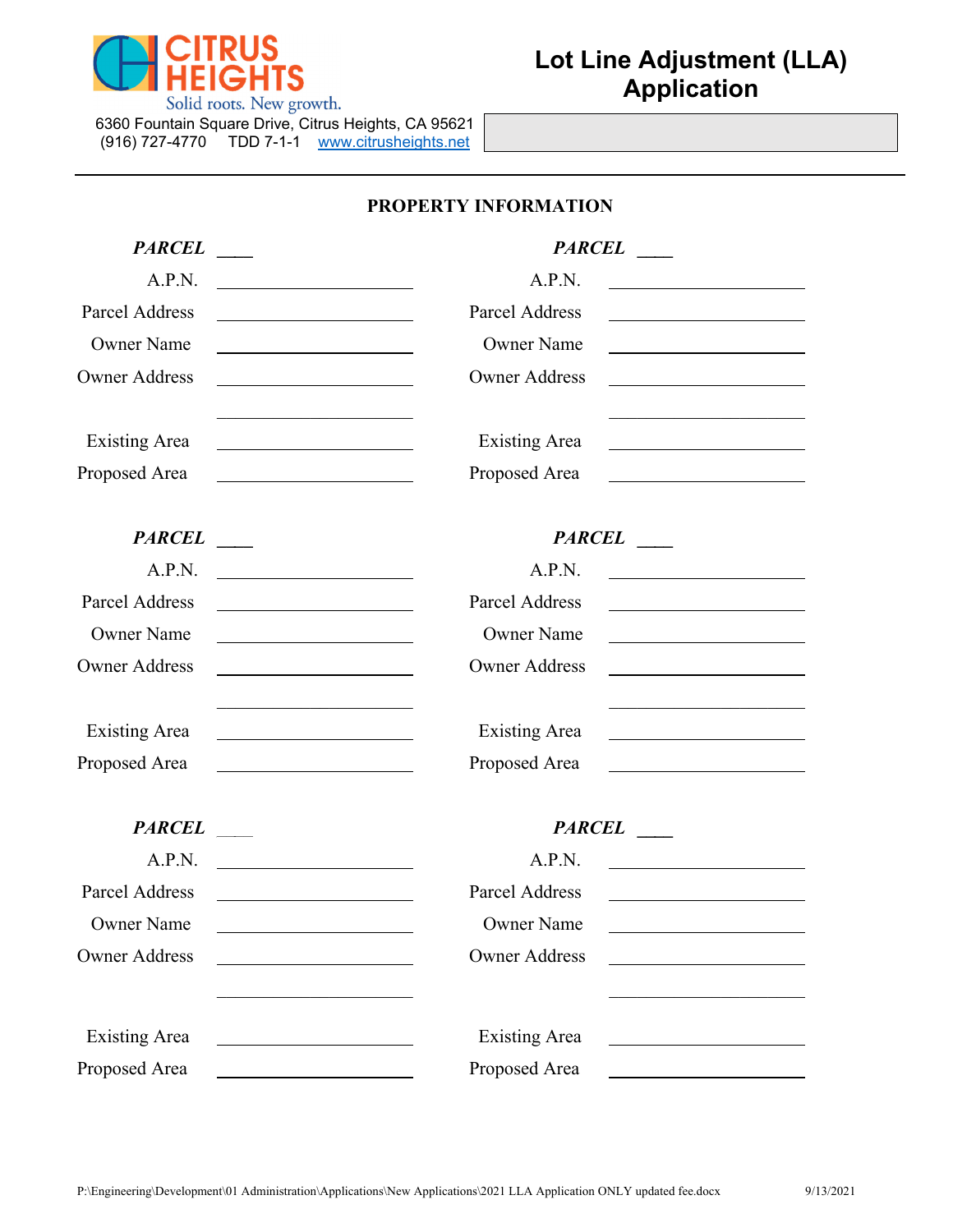# Lot Line Adjustment (LLA) Application

CITRUS HEIGHTS
Solid roots. New growth.

6360 Fountain Square Drive, Citrus Heights, CA 95621
(916) 727-4770 TDD 7-1-1 www.citrusheights.net

## PROPERTY INFORMATION

| ***PARCEL*** ____ | | ***PARCEL*** ____ | |
|---|---|---|---|
| A.P.N. | ____________ | A.P.N. | ____________ |
| Parcel Address | ____________ | Parcel Address | ____________ |
| Owner Name | ____________ | Owner Name | ____________ |
| Owner Address | ____________ | Owner Address | ____________ |
| | ____________ | | ____________ |
| Existing Area | ____________ | Existing Area | ____________ |
| Proposed Area | ____________ | Proposed Area | ____________ |

| ***PARCEL*** ____ | | ***PARCEL*** ____ | |
|---|---|---|---|
| A.P.N. | ____________ | A.P.N. | ____________ |
| Parcel Address | ____________ | Parcel Address | ____________ |
| Owner Name | ____________ | Owner Name | ____________ |
| Owner Address | ____________ | Owner Address | ____________ |
| | ____________ | | ____________ |
| Existing Area | ____________ | Existing Area | ____________ |
| Proposed Area | ____________ | Proposed Area | ____________ |

| ***PARCEL*** ____ | | ***PARCEL*** ____ | |
|---|---|---|---|
| A.P.N. | ____________ | A.P.N. | ____________ |
| Parcel Address | ____________ | Parcel Address | ____________ |
| Owner Name | ____________ | Owner Name | ____________ |
| Owner Address | ____________ | Owner Address | ____________ |
| | ____________ | | ____________ |
| Existing Area | ____________ | Existing Area | ____________ |
| Proposed Area | ____________ | Proposed Area | ____________ |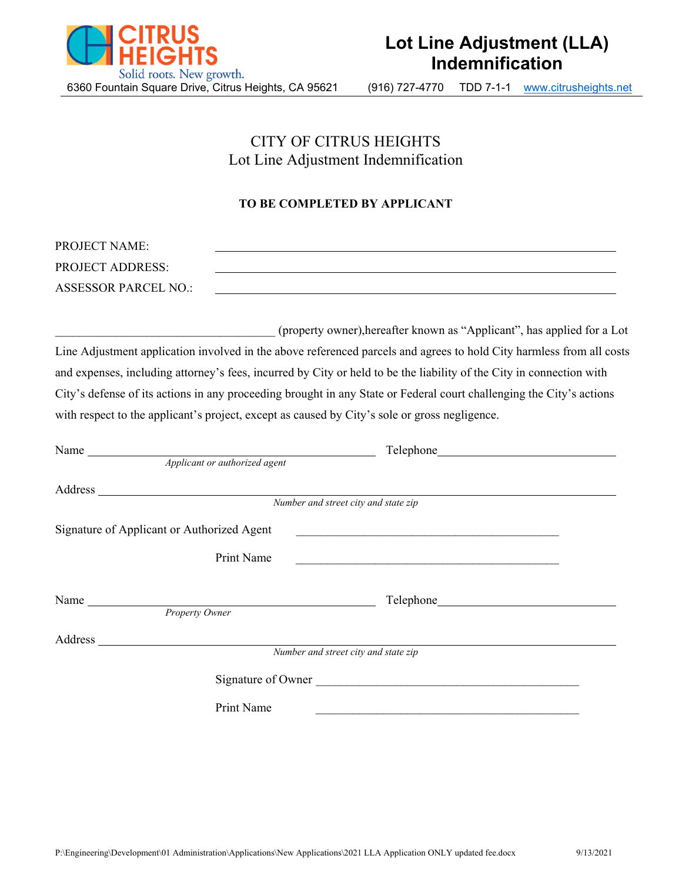# Lot Line Adjustment (LLA) Indemnification

6360 Fountain Square Drive, Citrus Heights, CA 95621 (916) 727-4770 TDD 7-1-1 www.citrusheights.net

## CITY OF CITRUS HEIGHTS
## Lot Line Adjustment Indemnification

**TO BE COMPLETED BY APPLICANT**

PROJECT NAME: ______________________________

PROJECT ADDRESS: ______________________________

ASSESSOR PARCEL NO.: ______________________________

___________________________________ (property owner),hereafter known as "Applicant", has applied for a Lot Line Adjustment application involved in the above referenced parcels and agrees to hold City harmless from all costs and expenses, including attorney's fees, incurred by City or held to be the liability of the City in connection with City's defense of its actions in any proceeding brought in any State or Federal court challenging the City's actions with respect to the applicant's project, except as caused by City's sole or gross negligence.

Name ______________________________ Telephone ______________________________
*Applicant or authorized agent*

Address ______________________________________________________________
*Number and street city and state zip*

Signature of Applicant or Authorized Agent ______________________________

Print Name ______________________________

Name ______________________________ Telephone ______________________________
*Property Owner*

Address ______________________________________________________________
*Number and street city and state zip*

Signature of Owner ______________________________

Print Name ______________________________

P:\Engineering\Development\01 Administration\Applications\New Applications\2021 LLA Application ONLY updated fee.docx 9/13/2021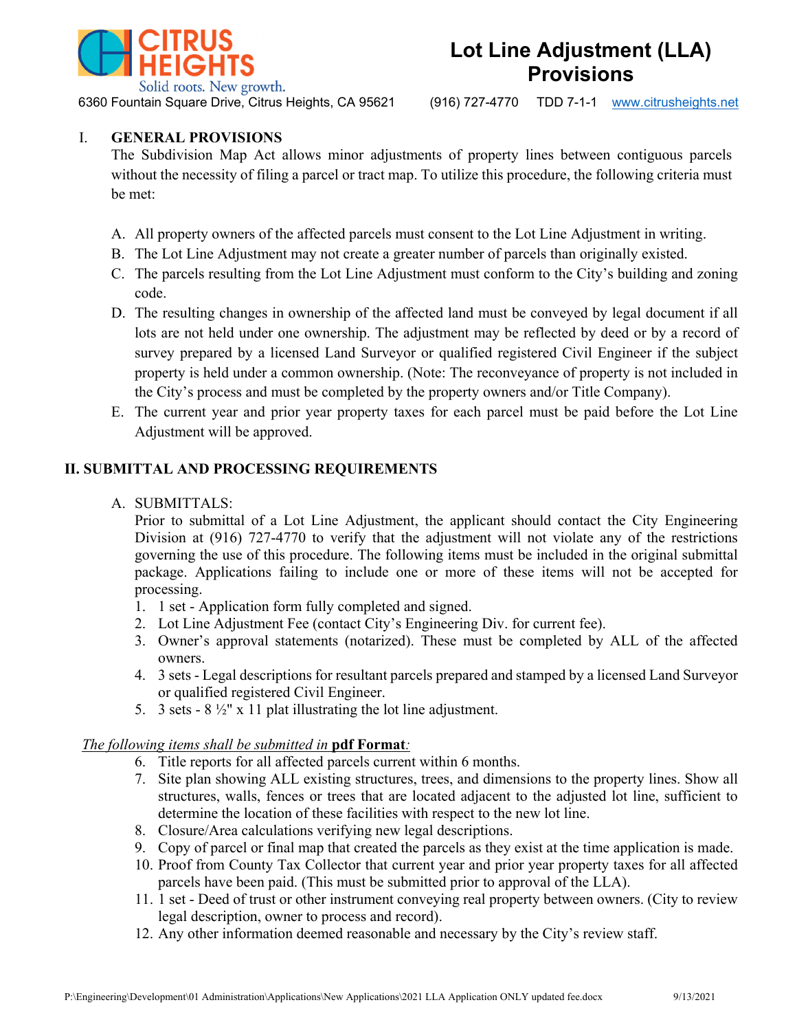# Lot Line Adjustment (LLA) Provisions

CITRUS HEIGHTS
Solid roots. New growth.

6360 Fountain Square Drive, Citrus Heights, CA 95621 (916) 727-4770 TDD 7-1-1 www.citrusheights.net

## I. GENERAL PROVISIONS

The Subdivision Map Act allows minor adjustments of property lines between contiguous parcels without the necessity of filing a parcel or tract map. To utilize this procedure, the following criteria must be met:

A. All property owners of the affected parcels must consent to the Lot Line Adjustment in writing.

B. The Lot Line Adjustment may not create a greater number of parcels than originally existed.

C. The parcels resulting from the Lot Line Adjustment must conform to the City's building and zoning code.

D. The resulting changes in ownership of the affected land must be conveyed by legal document if all lots are not held under one ownership. The adjustment may be reflected by deed or by a record of survey prepared by a licensed Land Surveyor or qualified registered Civil Engineer if the subject property is held under a common ownership. (Note: The reconveyance of property is not included in the City's process and must be completed by the property owners and/or Title Company).

E. The current year and prior year property taxes for each parcel must be paid before the Lot Line Adjustment will be approved.

## II. SUBMITTAL AND PROCESSING REQUIREMENTS

A. SUBMITTALS:

Prior to submittal of a Lot Line Adjustment, the applicant should contact the City Engineering Division at (916) 727-4770 to verify that the adjustment will not violate any of the restrictions governing the use of this procedure. The following items must be included in the original submittal package. Applications failing to include one or more of these items will not be accepted for processing.

1. 1 set - Application form fully completed and signed.
2. Lot Line Adjustment Fee (contact City's Engineering Div. for current fee).
3. Owner's approval statements (notarized). These must be completed by ALL of the affected owners.
4. 3 sets - Legal descriptions for resultant parcels prepared and stamped by a licensed Land Surveyor or qualified registered Civil Engineer.
5. 3 sets - 8 ½" x 11 plat illustrating the lot line adjustment.

*The following items shall be submitted in* **pdf Format***:*

6. Title reports for all affected parcels current within 6 months.
7. Site plan showing ALL existing structures, trees, and dimensions to the property lines. Show all structures, walls, fences or trees that are located adjacent to the adjusted lot line, sufficient to determine the location of these facilities with respect to the new lot line.
8. Closure/Area calculations verifying new legal descriptions.
9. Copy of parcel or final map that created the parcels as they exist at the time application is made.
10. Proof from County Tax Collector that current year and prior year property taxes for all affected parcels have been paid. (This must be submitted prior to approval of the LLA).
11. 1 set - Deed of trust or other instrument conveying real property between owners. (City to review legal description, owner to process and record).
12. Any other information deemed reasonable and necessary by the City's review staff.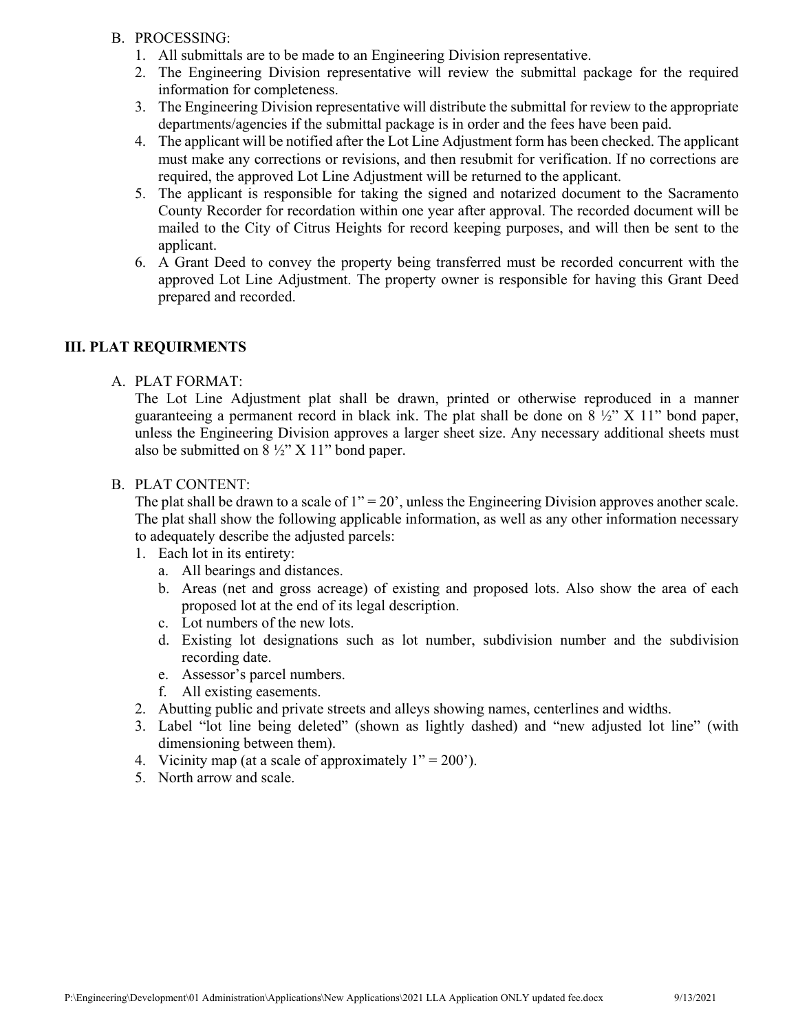B. PROCESSING:

1. All submittals are to be made to an Engineering Division representative.
2. The Engineering Division representative will review the submittal package for the required information for completeness.
3. The Engineering Division representative will distribute the submittal for review to the appropriate departments/agencies if the submittal package is in order and the fees have been paid.
4. The applicant will be notified after the Lot Line Adjustment form has been checked. The applicant must make any corrections or revisions, and then resubmit for verification. If no corrections are required, the approved Lot Line Adjustment will be returned to the applicant.
5. The applicant is responsible for taking the signed and notarized document to the Sacramento County Recorder for recordation within one year after approval. The recorded document will be mailed to the City of Citrus Heights for record keeping purposes, and will then be sent to the applicant.
6. A Grant Deed to convey the property being transferred must be recorded concurrent with the approved Lot Line Adjustment. The property owner is responsible for having this Grant Deed prepared and recorded.

## III. PLAT REQUIRMENTS

A. PLAT FORMAT:

The Lot Line Adjustment plat shall be drawn, printed or otherwise reproduced in a manner guaranteeing a permanent record in black ink. The plat shall be done on 8 ½" X 11" bond paper, unless the Engineering Division approves a larger sheet size. Any necessary additional sheets must also be submitted on 8 ½" X 11" bond paper.

B. PLAT CONTENT:

The plat shall be drawn to a scale of 1" = 20', unless the Engineering Division approves another scale. The plat shall show the following applicable information, as well as any other information necessary to adequately describe the adjusted parcels:

1. Each lot in its entirety:
   a. All bearings and distances.
   b. Areas (net and gross acreage) of existing and proposed lots. Also show the area of each proposed lot at the end of its legal description.
   c. Lot numbers of the new lots.
   d. Existing lot designations such as lot number, subdivision number and the subdivision recording date.
   e. Assessor's parcel numbers.
   f. All existing easements.
2. Abutting public and private streets and alleys showing names, centerlines and widths.
3. Label "lot line being deleted" (shown as lightly dashed) and "new adjusted lot line" (with dimensioning between them).
4. Vicinity map (at a scale of approximately 1" = 200').
5. North arrow and scale.

P:\Engineering\Development\01 Administration\Applications\New Applications\2021 LLA Application ONLY updated fee.docx 9/13/2021